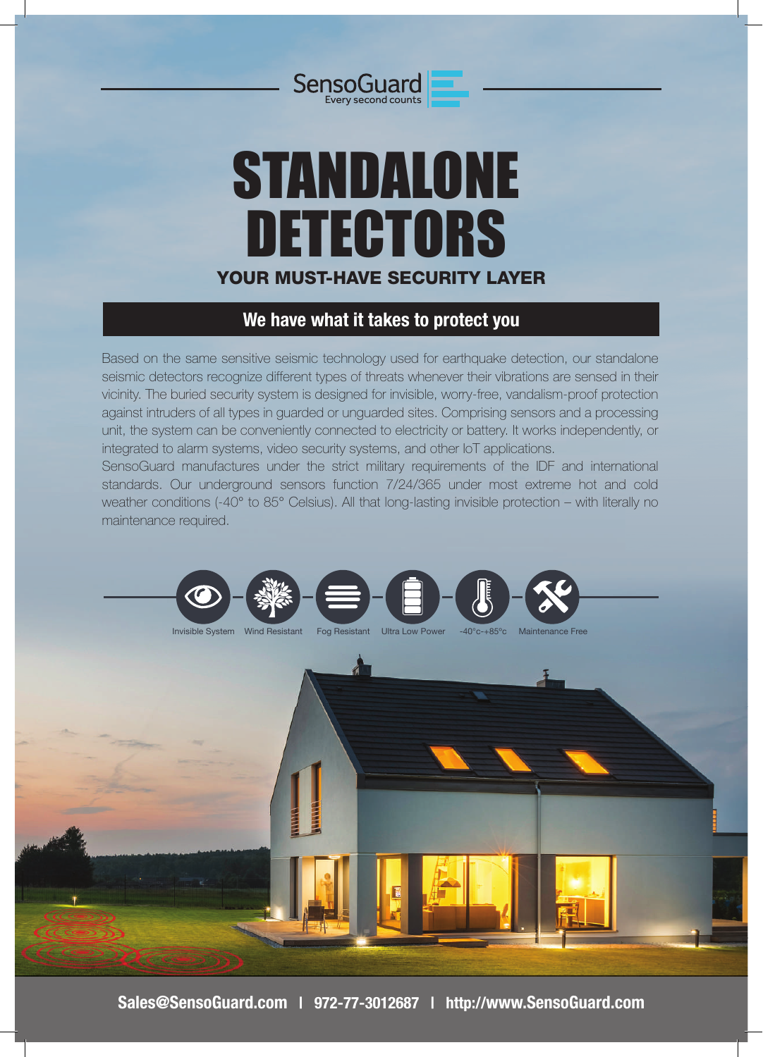SensoGuard
Every second counts

# STANDALONE DETECTORS

### YOUR MUST-HAVE SECURITY LAYER

## We have what it takes to protect you

Based on the same sensitive seismic technology used for earthquake detection, our standalone seismic detectors recognize different types of threats whenever their vibrations are sensed in their vicinity. The buried security system is designed for invisible, worry-free, vandalism-proof protection against intruders of all types in guarded or unguarded sites. Comprising sensors and a processing unit, the system can be conveniently connected to electricity or battery. It works independently, or integrated to alarm systems, video security systems, and other IoT applications.
SensoGuard manufactures under the strict military requirements of the IDF and international standards. Our underground sensors function 7/24/365 under most extreme hot and cold weather conditions (-40° to 85° Celsius). All that long-lasting invisible protection – with literally no maintenance required.

Invisible System | Wind Resistant | Fog Resistant | Ultra Low Power | -40°c-+85°c | Maintenance Free

**Sales@SensoGuard.com | 972-77-3012687 | http://www.SensoGuard.com**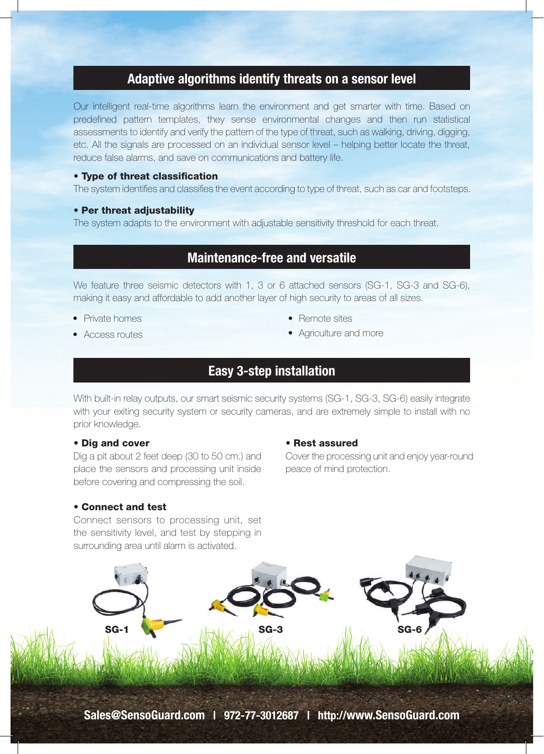## Adaptive algorithms identify threats on a sensor level

Our intelligent real-time algorithms learn the environment and get smarter with time. Based on predefined pattern templates, they sense environmental changes and then run statistical assessments to identify and verify the pattern of the type of threat, such as walking, driving, digging, etc. All the signals are processed on an individual sensor level – helping better locate the threat, reduce false alarms, and save on communications and battery life.

**• Type of threat classification**
The system identifies and classifies the event according to type of threat, such as car and footsteps.

**• Per threat adjustability**
The system adapts to the environment with adjustable sensitivity threshold for each threat.

## Maintenance-free and versatile

We feature three seismic detectors with 1, 3 or 6 attached sensors (SG-1, SG-3 and SG-6), making it easy and affordable to add another layer of high security to areas of all sizes.

- Private homes
- Access routes
- Remote sites
- Agriculture and more

## Easy 3-step installation

With built-in relay outputs, our smart seismic security systems (SG-1, SG-3, SG-6) easily integrate with your exiting security system or security cameras, and are extremely simple to install with no prior knowledge.

**• Dig and cover**
Dig a pit about 2 feet deep (30 to 50 cm.) and place the sensors and processing unit inside before covering and compressing the soil.

**• Connect and test**
Connect sensors to processing unit, set the sensitivity level, and test by stepping in surrounding area until alarm is activated.

**• Rest assured**
Cover the processing unit and enjoy year-round peace of mind protection.

SG-1

SG-3

SG-6

Sales@SensoGuard.com | 972-77-3012687 | http://www.SensoGuard.com